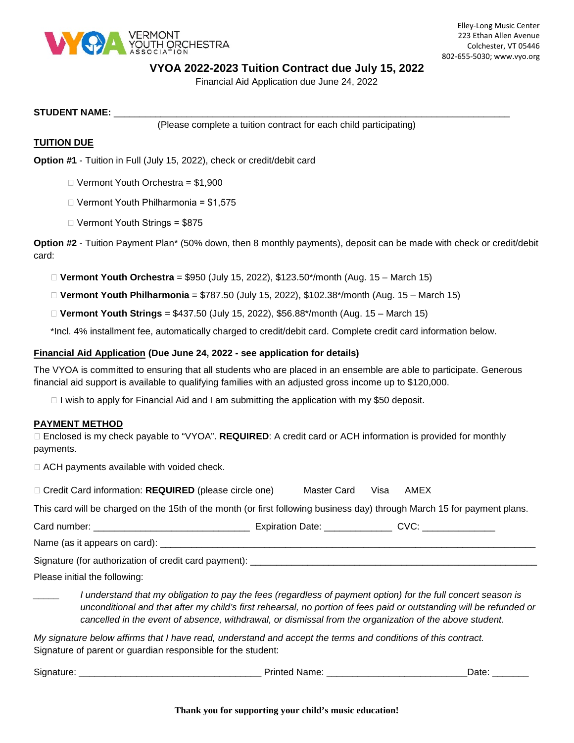VERMONT YOUTH ORCHESTRA ASSOCIATION

Elley-Long Music Center
223 Ethan Allen Avenue
Colchester, VT 05446
802-655-5030; www.vyo.org

# VYOA 2022-2023 Tuition Contract due July 15, 2022

Financial Aid Application due June 24, 2022

**STUDENT NAME:** ______________________________________________________________________________

(Please complete a tuition contract for each child participating)

## TUITION DUE

**Option #1** - Tuition in Full (July 15, 2022), check or credit/debit card

- ☐ Vermont Youth Orchestra = $1,900
- ☐ Vermont Youth Philharmonia = $1,575
- ☐ Vermont Youth Strings = $875

**Option #2** - Tuition Payment Plan* (50% down, then 8 monthly payments), deposit can be made with check or credit/debit card:

- ☐ **Vermont Youth Orchestra** = $950 (July 15, 2022), $123.50*/month (Aug. 15 – March 15)
- ☐ **Vermont Youth Philharmonia** = $787.50 (July 15, 2022), $102.38*/month (Aug. 15 – March 15)
- ☐ **Vermont Youth Strings** = $437.50 (July 15, 2022), $56.88*/month (Aug. 15 – March 15)

*Incl. 4% installment fee, automatically charged to credit/debit card. Complete credit card information below.

## Financial Aid Application (Due June 24, 2022 - see application for details)

The VYOA is committed to ensuring that all students who are placed in an ensemble are able to participate. Generous financial aid support is available to qualifying families with an adjusted gross income up to $120,000.

☐ I wish to apply for Financial Aid and I am submitting the application with my $50 deposit.

## PAYMENT METHOD

☐ Enclosed is my check payable to "VYOA". **REQUIRED**: A credit card or ACH information is provided for monthly payments.

☐ ACH payments available with voided check.

☐ Credit Card information: **REQUIRED** (please circle one) Master Card Visa AMEX

This card will be charged on the 15th of the month (or first following business day) through March 15 for payment plans.

Card number: _____________________________ Expiration Date: _____________ CVC: _____________

Name (as it appears on card): ______________________________________________________________________

Signature (for authorization of credit card payment): _____________________________________________________

Please initial the following:

_____ *I understand that my obligation to pay the fees (regardless of payment option) for the full concert season is unconditional and that after my child's first rehearsal, no portion of fees paid or outstanding will be refunded or cancelled in the event of absence, withdrawal, or dismissal from the organization of the above student.*

*My signature below affirms that I have read, understand and accept the terms and conditions of this contract.*
Signature of parent or guardian responsible for the student:

Signature: __________________________________ Printed Name: __________________________Date: _______

**Thank you for supporting your child's music education!**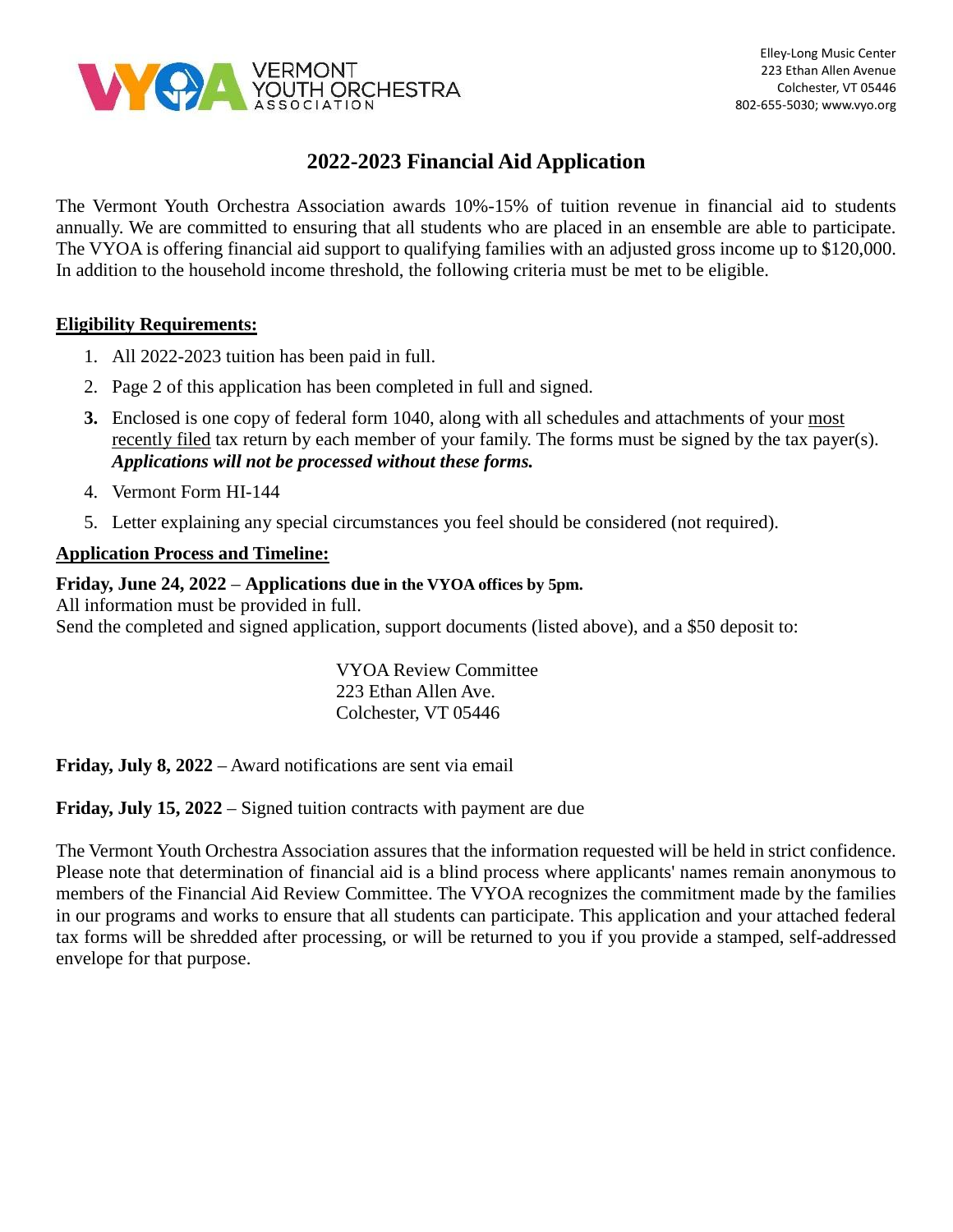VERMONT YOUTH ORCHESTRA ASSOCIATION

Elley-Long Music Center
223 Ethan Allen Avenue
Colchester, VT 05446
802-655-5030; www.vyo.org

# 2022-2023 Financial Aid Application

The Vermont Youth Orchestra Association awards 10%-15% of tuition revenue in financial aid to students annually. We are committed to ensuring that all students who are placed in an ensemble are able to participate. The VYOA is offering financial aid support to qualifying families with an adjusted gross income up to $120,000. In addition to the household income threshold, the following criteria must be met to be eligible.

## Eligibility Requirements:

1. All 2022-2023 tuition has been paid in full.
2. Page 2 of this application has been completed in full and signed.
3. Enclosed is one copy of federal form 1040, along with all schedules and attachments of your most recently filed tax return by each member of your family. The forms must be signed by the tax payer(s). ***Applications will not be processed without these forms.***
4. Vermont Form HI-144
5. Letter explaining any special circumstances you feel should be considered (not required).

## Application Process and Timeline:

**Friday, June 24, 2022** – **Applications due in the VYOA offices by 5pm.**
All information must be provided in full.
Send the completed and signed application, support documents (listed above), and a $50 deposit to:

VYOA Review Committee
223 Ethan Allen Ave.
Colchester, VT 05446

**Friday, July 8, 2022** – Award notifications are sent via email

**Friday, July 15, 2022** – Signed tuition contracts with payment are due

The Vermont Youth Orchestra Association assures that the information requested will be held in strict confidence. Please note that determination of financial aid is a blind process where applicants' names remain anonymous to members of the Financial Aid Review Committee. The VYOA recognizes the commitment made by the families in our programs and works to ensure that all students can participate. This application and your attached federal tax forms will be shredded after processing, or will be returned to you if you provide a stamped, self-addressed envelope for that purpose.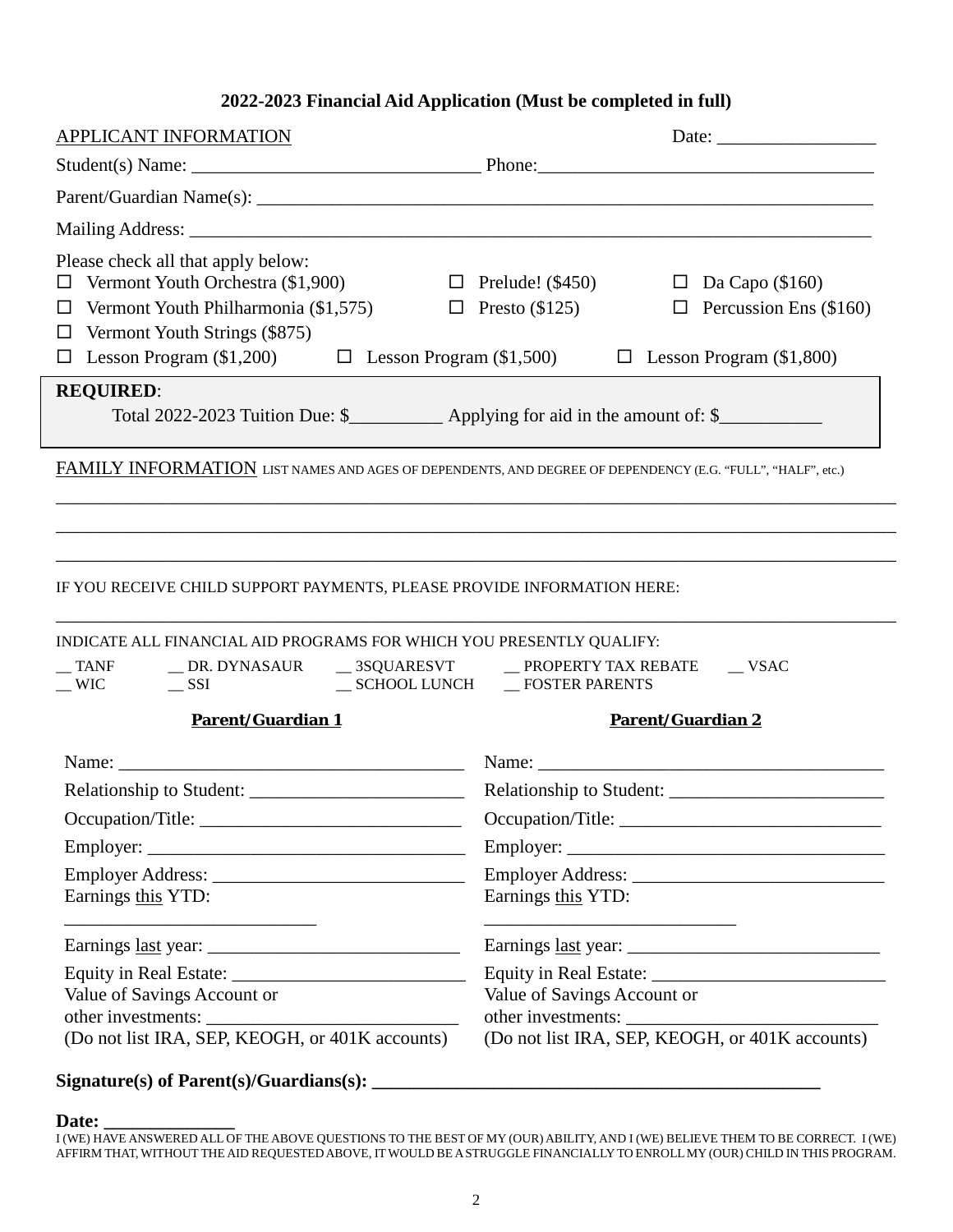### 2022-2023 Financial Aid Application (Must be completed in full)

APPLICANT INFORMATION Date: _________________

Student(s) Name: ______________________________ Phone:___________________________________

Parent/Guardian Name(s): ____________________________________________________________________

Mailing Address: _________________________________________________________________________

Please check all that apply below:

- ☐ Vermont Youth Orchestra ($1,900)
- ☐ Prelude! ($450)
- ☐ Da Capo ($160)
- ☐ Vermont Youth Philharmonia ($1,575)
- ☐ Presto ($125)
- ☐ Percussion Ens ($160)
- ☐ Vermont Youth Strings ($875)
- ☐ Lesson Program ($1,200)
- ☐ Lesson Program ($1,500)
- ☐ Lesson Program ($1,800)

**REQUIRED**:

Total 2022-2023 Tuition Due: $__________ Applying for aid in the amount of: $___________

FAMILY INFORMATION LIST NAMES AND AGES OF DEPENDENTS, AND DEGREE OF DEPENDENCY (E.G. "FULL", "HALF", etc.)

____________________________________________________________________________________________

____________________________________________________________________________________________

____________________________________________________________________________________________

IF YOU RECEIVE CHILD SUPPORT PAYMENTS, PLEASE PROVIDE INFORMATION HERE:

____________________________________________________________________________________________

INDICATE ALL FINANCIAL AID PROGRAMS FOR WHICH YOU PRESENTLY QUALIFY:

__ TANF __ DR. DYNASAUR __ 3SQUARESVT __ PROPERTY TAX REBATE __ VSAC
__ WIC __ SSI __ SCHOOL LUNCH __ FOSTER PARENTS

| **Parent/Guardian 1** | **Parent/Guardian 2** |
|---|---|
| Name: _____________________________________ | Name: _____________________________________ |
| Relationship to Student: _______________________ | Relationship to Student: _______________________ |
| Occupation/Title: ____________________________ | Occupation/Title: ____________________________ |
| Employer: __________________________________ | Employer: __________________________________ |
| Employer Address: ___________________________ | Employer Address: ___________________________ |
| Earnings this YTD: ___________________________ | Earnings this YTD: ___________________________ |
| Earnings last year: ___________________________ | Earnings last year: ___________________________ |
| Equity in Real Estate: _________________________ | Equity in Real Estate: _________________________ |
| Value of Savings Account or other investments: ___________________________ | Value of Savings Account or other investments: ___________________________ |
| (Do not list IRA, SEP, KEOGH, or 401K accounts) | (Do not list IRA, SEP, KEOGH, or 401K accounts) |

**Signature(s) of Parent(s)/Guardians(s): _______________________________________________**

**Date: ______________**

I (WE) HAVE ANSWERED ALL OF THE ABOVE QUESTIONS TO THE BEST OF MY (OUR) ABILITY, AND I (WE) BELIEVE THEM TO BE CORRECT. I (WE) AFFIRM THAT, WITHOUT THE AID REQUESTED ABOVE, IT WOULD BE A STRUGGLE FINANCIALLY TO ENROLL MY (OUR) CHILD IN THIS PROGRAM.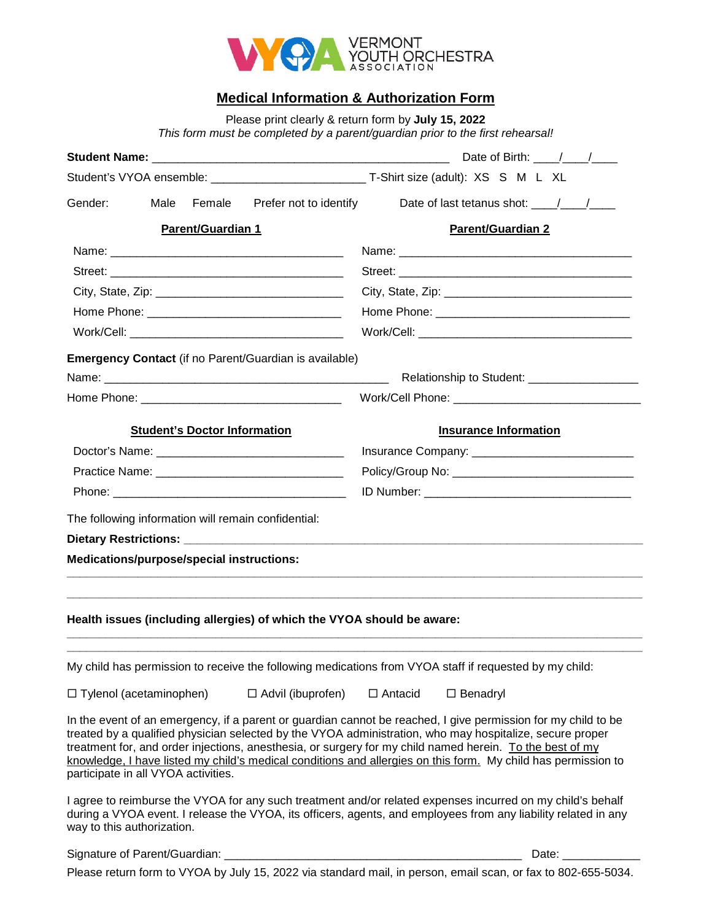VERMONT YOUTH ORCHESTRA ASSOCIATION

## Medical Information & Authorization Form

Please print clearly & return form by **July 15, 2022**
*This form must be completed by a parent/guardian prior to the first rehearsal!*

**Student Name:** ______________________________________________ Date of Birth: ____/____/____

Student's VYOA ensemble: _______________________ T-Shirt size (adult): XS S M L XL

Gender: Male Female Prefer not to identify Date of last tetanus shot: ____/____/____

| **Parent/Guardian 1** | **Parent/Guardian 2** |
| --- | --- |
| Name: ___________________________________ | Name: ___________________________________ |
| Street: ___________________________________ | Street: ___________________________________ |
| City, State, Zip: _____________________________ | City, State, Zip: _____________________________ |
| Home Phone: _____________________________ | Home Phone: _____________________________ |
| Work/Cell: ________________________________ | Work/Cell: ________________________________ |

**Emergency Contact** (if no Parent/Guardian is available)

Name: ____________________________________________ Relationship to Student: ________________

Home Phone: ______________________________ Work/Cell Phone: _____________________________

| **Student's Doctor Information** | **Insurance Information** |
| --- | --- |
| Doctor's Name: ____________________________ | Insurance Company: ________________________ |
| Practice Name: ____________________________ | Policy/Group No: ___________________________ |
| Phone: ___________________________________ | ID Number: _______________________________ |

The following information will remain confidential:

**Dietary Restrictions:** _______________________________________________________________________

**Medications/purpose/special instructions:**

_____________________________________________________________________________________

_____________________________________________________________________________________

**Health issues (including allergies) of which the VYOA should be aware:**

_____________________________________________________________________________________

_____________________________________________________________________________________

My child has permission to receive the following medications from VYOA staff if requested by my child:

☐ Tylenol (acetaminophen) ☐ Advil (ibuprofen) ☐ Antacid ☐ Benadryl

In the event of an emergency, if a parent or guardian cannot be reached, I give permission for my child to be treated by a qualified physician selected by the VYOA administration, who may hospitalize, secure proper treatment for, and order injections, anesthesia, or surgery for my child named herein. <u>To the best of my knowledge, I have listed my child's medical conditions and allergies on this form.</u> My child has permission to participate in all VYOA activities.

I agree to reimburse the VYOA for any such treatment and/or related expenses incurred on my child's behalf during a VYOA event. I release the VYOA, its officers, agents, and employees from any liability related in any way to this authorization.

Signature of Parent/Guardian: _____________________________________________ Date: ___________

Please return form to VYOA by July 15, 2022 via standard mail, in person, email scan, or fax to 802-655-5034.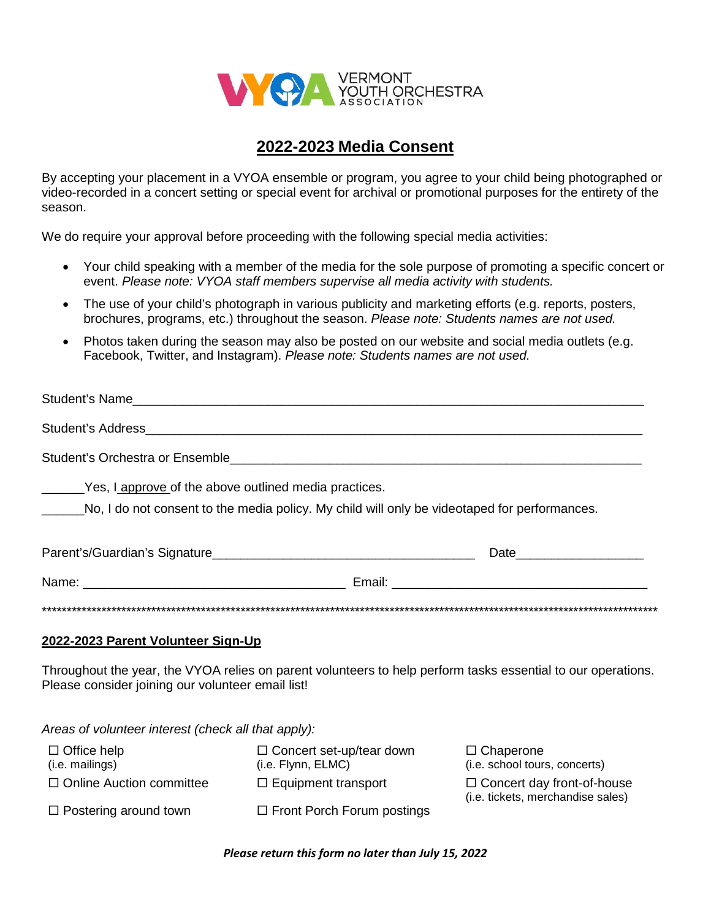VERMONT YOUTH ORCHESTRA ASSOCIATION

# 2022-2023 Media Consent

By accepting your placement in a VYOA ensemble or program, you agree to your child being photographed or video-recorded in a concert setting or special event for archival or promotional purposes for the entirety of the season.

We do require your approval before proceeding with the following special media activities:

- Your child speaking with a member of the media for the sole purpose of promoting a specific concert or event. *Please note: VYOA staff members supervise all media activity with students.*
- The use of your child's photograph in various publicity and marketing efforts (e.g. reports, posters, brochures, programs, etc.) throughout the season. *Please note: Students names are not used.*
- Photos taken during the season may also be posted on our website and social media outlets (e.g. Facebook, Twitter, and Instagram). *Please note: Students names are not used.*

Student's Name_______________________________________________

Student's Address_____________________________________________

Student's Orchestra or Ensemble_________________________________

______Yes, I approve of the above outlined media practices.

______No, I do not consent to the media policy. My child will only be videotaped for performances.

Parent's/Guardian's Signature______________________________ Date______________

Name: ______________________________ Email: ______________________________

*******************************************************************************************************

## 2022-2023 Parent Volunteer Sign-Up

Throughout the year, the VYOA relies on parent volunteers to help perform tasks essential to our operations. Please consider joining our volunteer email list!

*Areas of volunteer interest (check all that apply):*

☐ Office help
(i.e. mailings)

☐ Online Auction committee

☐ Postering around town

☐ Concert set-up/tear down
(i.e. Flynn, ELMC)

☐ Equipment transport

☐ Front Porch Forum postings

☐ Chaperone
(i.e. school tours, concerts)

☐ Concert day front-of-house
(i.e. tickets, merchandise sales)

***Please return this form no later than July 15, 2022***